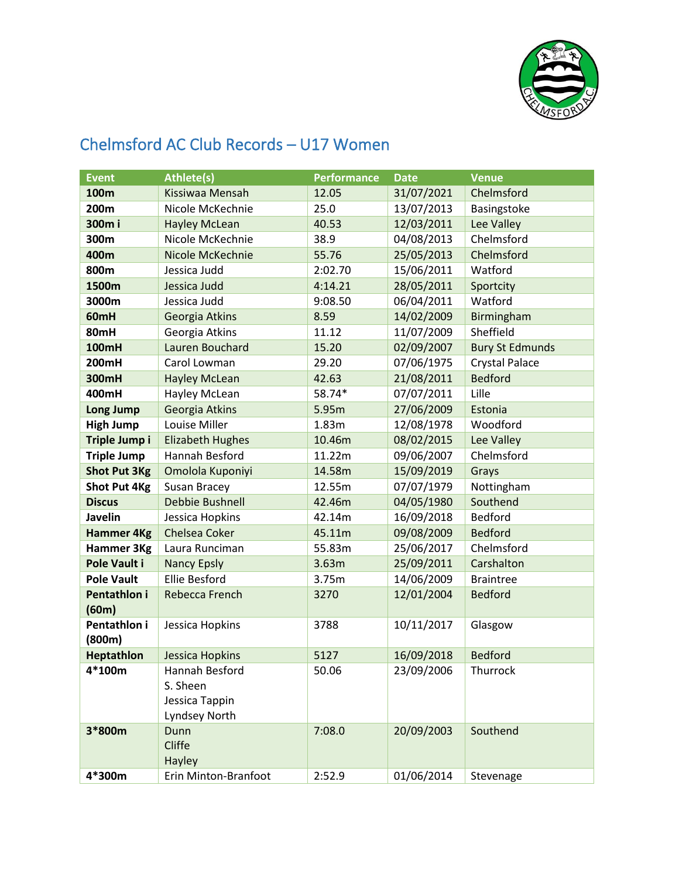# Chelmsford AC Club Records – U17 Women

| Event | Athlete(s) | Performance | Date | Venue |
|---|---|---|---|---|
| **100m** | Kissiwaa Mensah | 12.05 | 31/07/2021 | Chelmsford |
| **200m** | Nicole McKechnie | 25.0 | 13/07/2013 | Basingstoke |
| **300m i** | Hayley McLean | 40.53 | 12/03/2011 | Lee Valley |
| **300m** | Nicole McKechnie | 38.9 | 04/08/2013 | Chelmsford |
| **400m** | Nicole McKechnie | 55.76 | 25/05/2013 | Chelmsford |
| **800m** | Jessica Judd | 2:02.70 | 15/06/2011 | Watford |
| **1500m** | Jessica Judd | 4:14.21 | 28/05/2011 | Sportcity |
| **3000m** | Jessica Judd | 9:08.50 | 06/04/2011 | Watford |
| **60mH** | Georgia Atkins | 8.59 | 14/02/2009 | Birmingham |
| **80mH** | Georgia Atkins | 11.12 | 11/07/2009 | Sheffield |
| **100mH** | Lauren Bouchard | 15.20 | 02/09/2007 | Bury St Edmunds |
| **200mH** | Carol Lowman | 29.20 | 07/06/1975 | Crystal Palace |
| **300mH** | Hayley McLean | 42.63 | 21/08/2011 | Bedford |
| **400mH** | Hayley McLean | 58.74* | 07/07/2011 | Lille |
| **Long Jump** | Georgia Atkins | 5.95m | 27/06/2009 | Estonia |
| **High Jump** | Louise Miller | 1.83m | 12/08/1978 | Woodford |
| **Triple Jump i** | Elizabeth Hughes | 10.46m | 08/02/2015 | Lee Valley |
| **Triple Jump** | Hannah Besford | 11.22m | 09/06/2007 | Chelmsford |
| **Shot Put 3Kg** | Omolola Kuponiyi | 14.58m | 15/09/2019 | Grays |
| **Shot Put 4Kg** | Susan Bracey | 12.55m | 07/07/1979 | Nottingham |
| **Discus** | Debbie Bushnell | 42.46m | 04/05/1980 | Southend |
| **Javelin** | Jessica Hopkins | 42.14m | 16/09/2018 | Bedford |
| **Hammer 4Kg** | Chelsea Coker | 45.11m | 09/08/2009 | Bedford |
| **Hammer 3Kg** | Laura Runciman | 55.83m | 25/06/2017 | Chelmsford |
| **Pole Vault i** | Nancy Epsly | 3.63m | 25/09/2011 | Carshalton |
| **Pole Vault** | Ellie Besford | 3.75m | 14/06/2009 | Braintree |
| **Pentathlon i (60m)** | Rebecca French | 3270 | 12/01/2004 | Bedford |
| **Pentathlon i (800m)** | Jessica Hopkins | 3788 | 10/11/2017 | Glasgow |
| **Heptathlon** | Jessica Hopkins | 5127 | 16/09/2018 | Bedford |
| **4*100m** | Hannah Besford<br>S. Sheen<br>Jessica Tappin<br>Lyndsey North | 50.06 | 23/09/2006 | Thurrock |
| **3*800m** | Dunn<br>Cliffe<br>Hayley | 7:08.0 | 20/09/2003 | Southend |
| **4*300m** | Erin Minton-Branfoot | 2:52.9 | 01/06/2014 | Stevenage |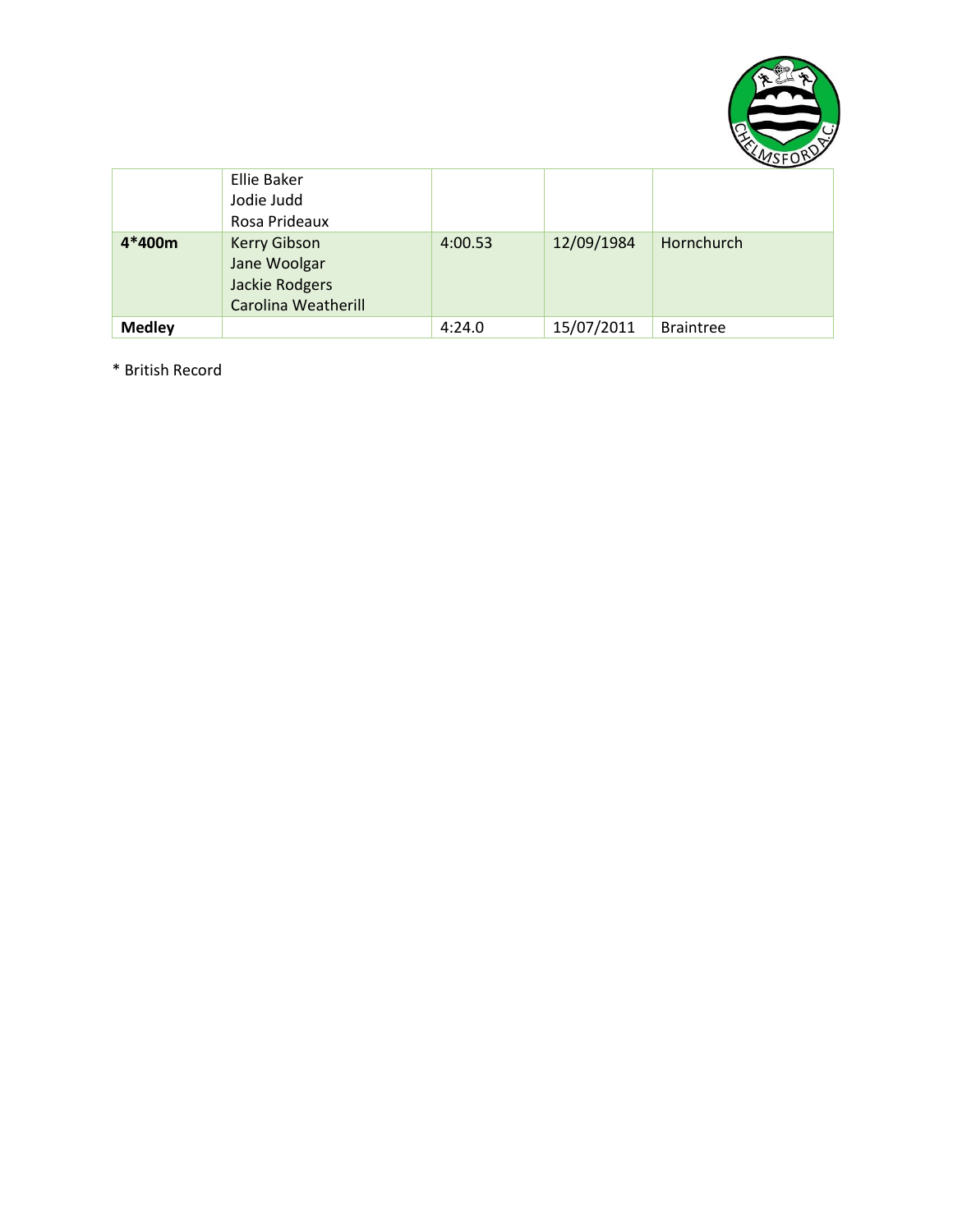| | | | | |
|---|---|---|---|---|
| | Ellie Baker<br>Jodie Judd<br>Rosa Prideaux | | | |
| **4*400m** | Kerry Gibson<br>Jane Woolgar<br>Jackie Rodgers<br>Carolina Weatherill | 4:00.53 | 12/09/1984 | Hornchurch |
| **Medley** | | 4:24.0 | 15/07/2011 | Braintree |

* British Record